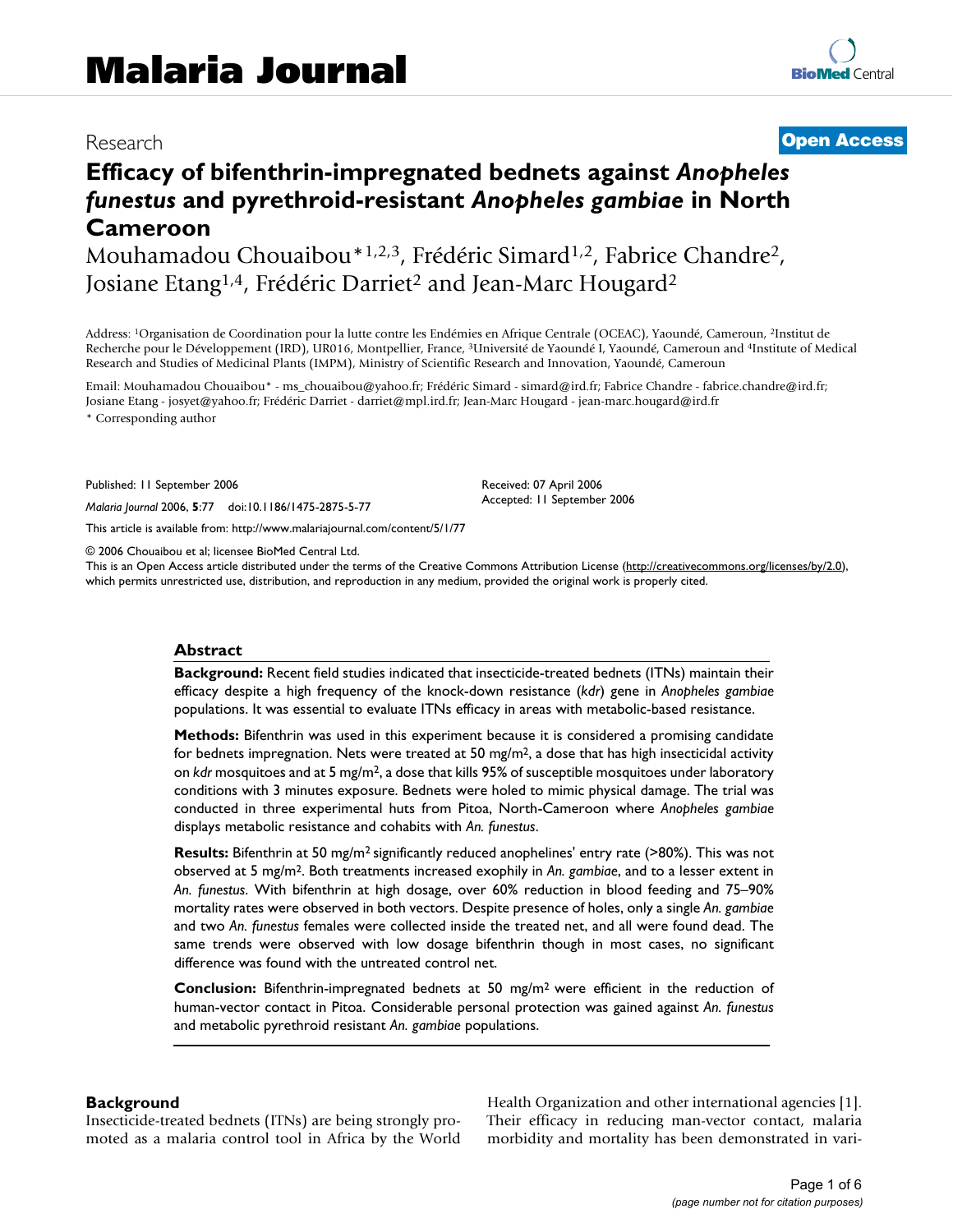# Malaria Journal

Research **Open Access**

# Efficacy of bifenthrin-impregnated bednets against *Anopheles funestus* and pyrethroid-resistant *Anopheles gambiae* in North Cameroon

Mouhamadou Chouaibou*[1,2,3], Frédéric Simard[1,2], Fabrice Chandre[2], Josiane Etang[1,4], Frédéric Darriet[2] and Jean-Marc Hougard[2]

Address: [1]Organisation de Coordination pour la lutte contre les Endémies en Afrique Centrale (OCEAC), Yaoundé, Cameroun, [2]Institut de Recherche pour le Développement (IRD), UR016, Montpellier, France, [3]Université de Yaoundé I, Yaoundé, Cameroun and [4]Institute of Medical Research and Studies of Medicinal Plants (IMPM), Ministry of Scientific Research and Innovation, Yaoundé, Cameroun

Email: Mouhamadou Chouaibou* - ms_chouaibou@yahoo.fr; Frédéric Simard - simard@ird.fr; Fabrice Chandre - fabrice.chandre@ird.fr; Josiane Etang - josyet@yahoo.fr; Frédéric Darriet - darriet@mpl.ird.fr; Jean-Marc Hougard - jean-marc.hougard@ird.fr

* Corresponding author

Published: 11 September 2006

*Malaria Journal* 2006, **5**:77 doi:10.1186/1475-2875-5-77

Received: 07 April 2006
Accepted: 11 September 2006

This article is available from: http://www.malariajournal.com/content/5/1/77

© 2006 Chouaibou et al; licensee BioMed Central Ltd.
This is an Open Access article distributed under the terms of the Creative Commons Attribution License (http://creativecommons.org/licenses/by/2.0), which permits unrestricted use, distribution, and reproduction in any medium, provided the original work is properly cited.

## Abstract

**Background:** Recent field studies indicated that insecticide-treated bednets (ITNs) maintain their efficacy despite a high frequency of the knock-down resistance (*kdr*) gene in *Anopheles gambiae* populations. It was essential to evaluate ITNs efficacy in areas with metabolic-based resistance.

**Methods:** Bifenthrin was used in this experiment because it is considered a promising candidate for bednets impregnation. Nets were treated at 50 mg/m$^2$, a dose that has high insecticidal activity on *kdr* mosquitoes and at 5 mg/m$^2$, a dose that kills 95% of susceptible mosquitoes under laboratory conditions with 3 minutes exposure. Bednets were holed to mimic physical damage. The trial was conducted in three experimental huts from Pitoa, North-Cameroon where *Anopheles gambiae* displays metabolic resistance and cohabits with *An. funestus*.

**Results:** Bifenthrin at 50 mg/m$^2$ significantly reduced anophelines' entry rate (>80%). This was not observed at 5 mg/m$^2$. Both treatments increased exophily in *An. gambiae*, and to a lesser extent in *An. funestus*. With bifenthrin at high dosage, over 60% reduction in blood feeding and 75–90% mortality rates were observed in both vectors. Despite presence of holes, only a single *An. gambiae* and two *An. funestus* females were collected inside the treated net, and all were found dead. The same trends were observed with low dosage bifenthrin though in most cases, no significant difference was found with the untreated control net.

**Conclusion:** Bifenthrin-impregnated bednets at 50 mg/m$^2$ were efficient in the reduction of human-vector contact in Pitoa. Considerable personal protection was gained against *An. funestus* and metabolic pyrethroid resistant *An. gambiae* populations.

## Background

Insecticide-treated bednets (ITNs) are being strongly promoted as a malaria control tool in Africa by the World Health Organization and other international agencies [1]. Their efficacy in reducing man-vector contact, malaria morbidity and mortality has been demonstrated in vari-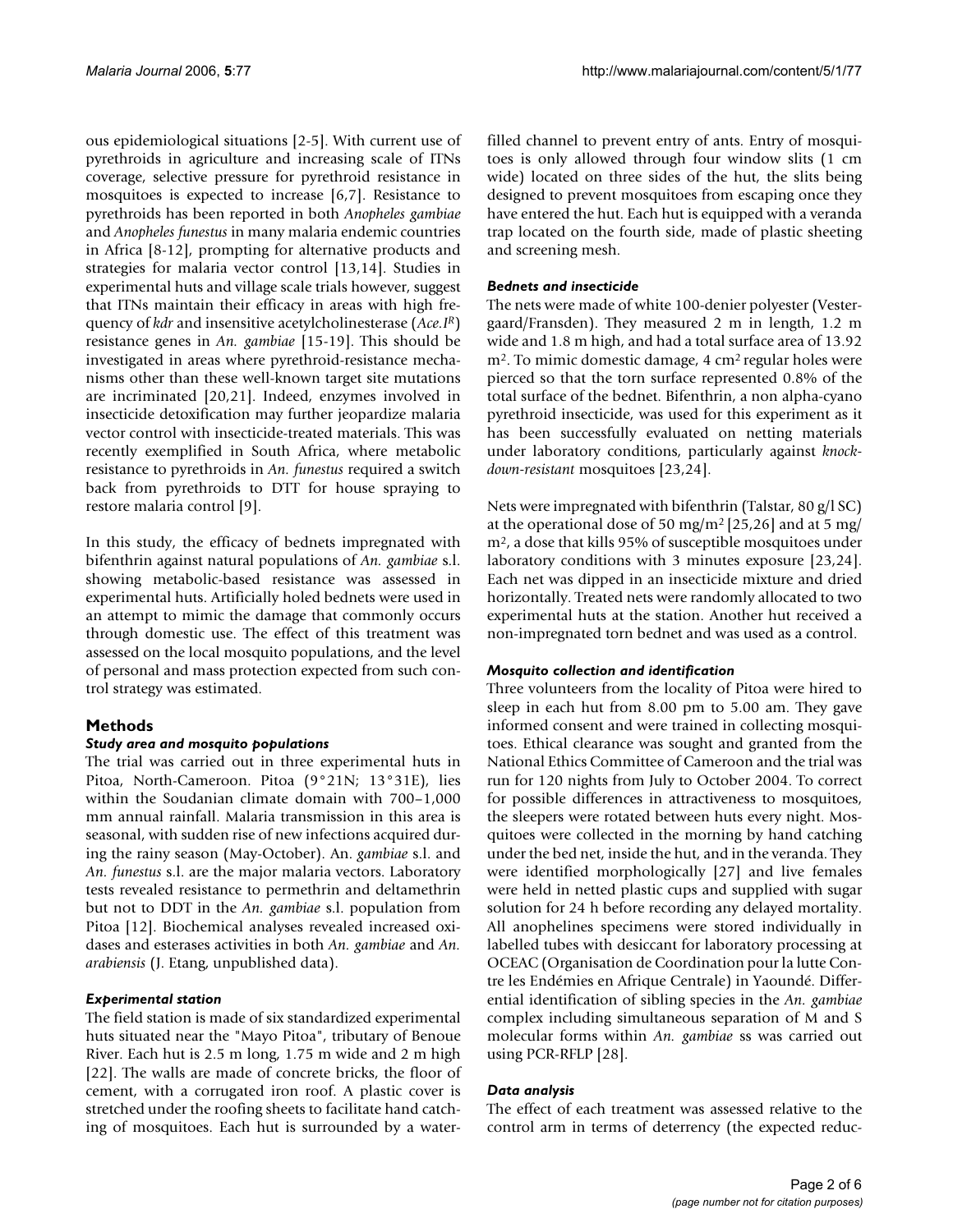ous epidemiological situations [2-5]. With current use of pyrethroids in agriculture and increasing scale of ITNs coverage, selective pressure for pyrethroid resistance in mosquitoes is expected to increase [6,7]. Resistance to pyrethroids has been reported in both *Anopheles gambiae* and *Anopheles funestus* in many malaria endemic countries in Africa [8-12], prompting for alternative products and strategies for malaria vector control [13,14]. Studies in experimental huts and village scale trials however, suggest that ITNs maintain their efficacy in areas with high frequency of *kdr* and insensitive acetylcholinesterase ($Ace.I^R$) resistance genes in *An. gambiae* [15-19]. This should be investigated in areas where pyrethroid-resistance mechanisms other than these well-known target site mutations are incriminated [20,21]. Indeed, enzymes involved in insecticide detoxification may further jeopardize malaria vector control with insecticide-treated materials. This was recently exemplified in South Africa, where metabolic resistance to pyrethroids in *An. funestus* required a switch back from pyrethroids to DTT for house spraying to restore malaria control [9].

In this study, the efficacy of bednets impregnated with bifenthrin against natural populations of *An. gambiae* s.l. showing metabolic-based resistance was assessed in experimental huts. Artificially holed bednets were used in an attempt to mimic the damage that commonly occurs through domestic use. The effect of this treatment was assessed on the local mosquito populations, and the level of personal and mass protection expected from such control strategy was estimated.

## Methods

### *Study area and mosquito populations*

The trial was carried out in three experimental huts in Pitoa, North-Cameroon. Pitoa (9°21N; 13°31E), lies within the Soudanian climate domain with 700–1,000 mm annual rainfall. Malaria transmission in this area is seasonal, with sudden rise of new infections acquired during the rainy season (May-October). An. *gambiae* s.l. and *An. funestus* s.l. are the major malaria vectors. Laboratory tests revealed resistance to permethrin and deltamethrin but not to DDT in the *An. gambiae* s.l. population from Pitoa [12]. Biochemical analyses revealed increased oxidases and esterases activities in both *An. gambiae* and *An. arabiensis* (J. Etang, unpublished data).

### *Experimental station*

The field station is made of six standardized experimental huts situated near the "Mayo Pitoa", tributary of Benoue River. Each hut is 2.5 m long, 1.75 m wide and 2 m high [22]. The walls are made of concrete bricks, the floor of cement, with a corrugated iron roof. A plastic cover is stretched under the roofing sheets to facilitate hand catching of mosquitoes. Each hut is surrounded by a water-filled channel to prevent entry of ants. Entry of mosquitoes is only allowed through four window slits (1 cm wide) located on three sides of the hut, the slits being designed to prevent mosquitoes from escaping once they have entered the hut. Each hut is equipped with a veranda trap located on the fourth side, made of plastic sheeting and screening mesh.

### *Bednets and insecticide*

The nets were made of white 100-denier polyester (Vestergaard/Fransden). They measured 2 m in length, 1.2 m wide and 1.8 m high, and had a total surface area of 13.92 $m^2$. To mimic domestic damage, 4 $cm^2$ regular holes were pierced so that the torn surface represented 0.8% of the total surface of the bednet. Bifenthrin, a non alpha-cyano pyrethroid insecticide, was used for this experiment as it has been successfully evaluated on netting materials under laboratory conditions, particularly against *knock-down-resistant* mosquitoes [23,24].

Nets were impregnated with bifenthrin (Talstar, 80 g/l SC) at the operational dose of 50 mg/$m^2$ [25,26] and at 5 mg/$m^2$, a dose that kills 95% of susceptible mosquitoes under laboratory conditions with 3 minutes exposure [23,24]. Each net was dipped in an insecticide mixture and dried horizontally. Treated nets were randomly allocated to two experimental huts at the station. Another hut received a non-impregnated torn bednet and was used as a control.

### *Mosquito collection and identification*

Three volunteers from the locality of Pitoa were hired to sleep in each hut from 8.00 pm to 5.00 am. They gave informed consent and were trained in collecting mosquitoes. Ethical clearance was sought and granted from the National Ethics Committee of Cameroon and the trial was run for 120 nights from July to October 2004. To correct for possible differences in attractiveness to mosquitoes, the sleepers were rotated between huts every night. Mosquitoes were collected in the morning by hand catching under the bed net, inside the hut, and in the veranda. They were identified morphologically [27] and live females were held in netted plastic cups and supplied with sugar solution for 24 h before recording any delayed mortality. All anophelines specimens were stored individually in labelled tubes with desiccant for laboratory processing at OCEAC (Organisation de Coordination pour la lutte Contre les Endémies en Afrique Centrale) in Yaoundé. Differential identification of sibling species in the *An. gambiae* complex including simultaneous separation of M and S molecular forms within *An. gambiae* ss was carried out using PCR-RFLP [28].

### *Data analysis*

The effect of each treatment was assessed relative to the control arm in terms of deterrency (the expected reduc-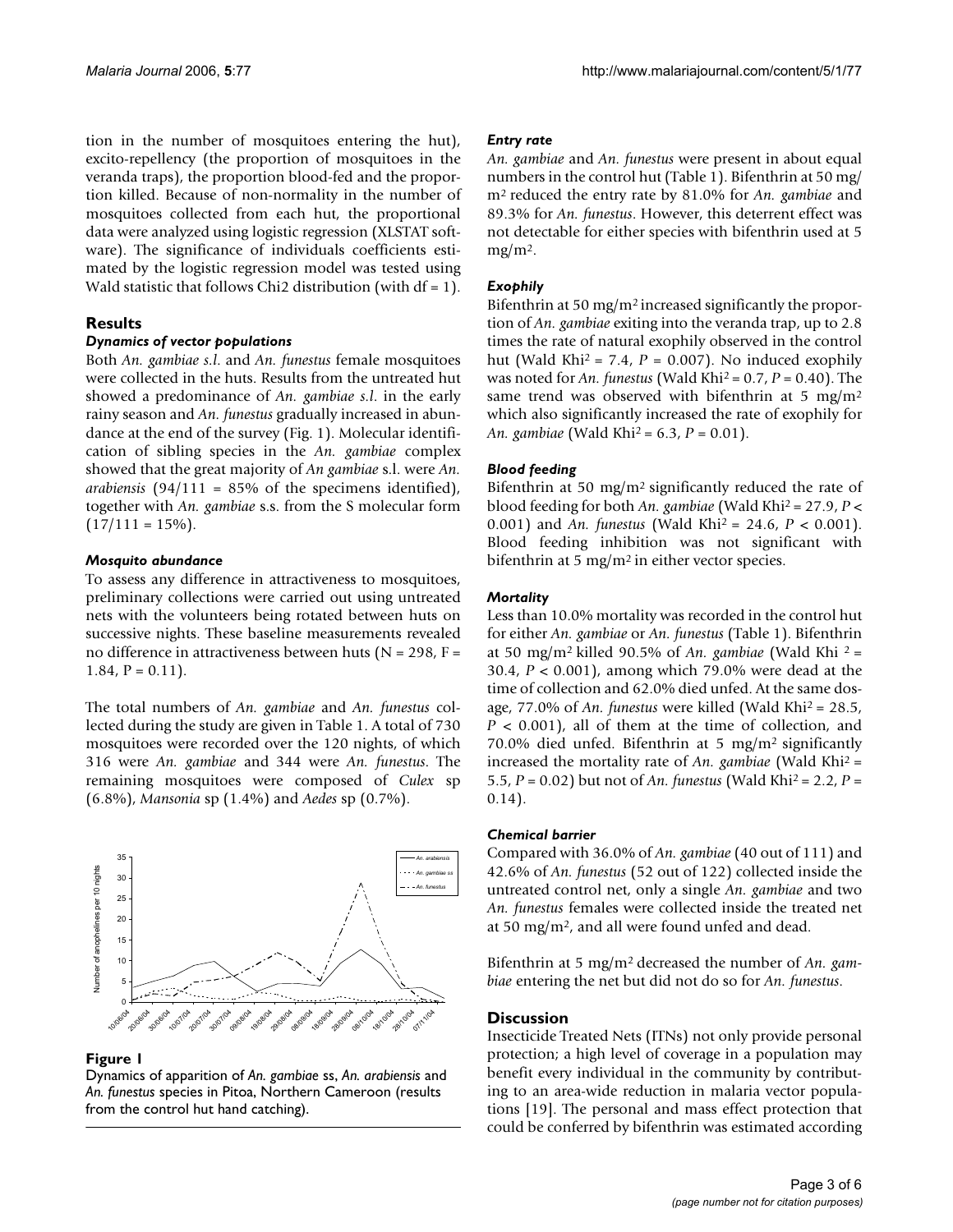tion in the number of mosquitoes entering the hut), excito-repellency (the proportion of mosquitoes in the veranda traps), the proportion blood-fed and the proportion killed. Because of non-normality in the number of mosquitoes collected from each hut, the proportional data were analyzed using logistic regression (XLSTAT software). The significance of individuals coefficients estimated by the logistic regression model was tested using Wald statistic that follows Chi2 distribution (with df = 1).

## Results

### *Dynamics of vector populations*

Both *An. gambiae s.l.* and *An. funestus* female mosquitoes were collected in the huts. Results from the untreated hut showed a predominance of *An. gambiae s.l.* in the early rainy season and *An. funestus* gradually increased in abundance at the end of the survey (Fig. 1). Molecular identification of sibling species in the *An. gambiae* complex showed that the great majority of *An gambiae* s.l. were *An. arabiensis* (94/111 = 85% of the specimens identified), together with *An. gambiae* s.s. from the S molecular form (17/111 = 15%).

### *Mosquito abundance*

To assess any difference in attractiveness to mosquitoes, preliminary collections were carried out using untreated nets with the volunteers being rotated between huts on successive nights. These baseline measurements revealed no difference in attractiveness between huts (N = 298, F = 1.84, P = 0.11).

The total numbers of *An. gambiae* and *An. funestus* collected during the study are given in Table 1. A total of 730 mosquitoes were recorded over the 120 nights, of which 316 were *An. gambiae* and 344 were *An. funestus*. The remaining mosquitoes were composed of *Culex* sp (6.8%), *Mansonia* sp (1.4%) and *Aedes* sp (0.7%).

**Figure 1**

Dynamics of apparition of *An. gambiae* ss, *An. arabiensis* and *An. funestus* species in Pitoa, Northern Cameroon (results from the control hut hand catching).

### *Entry rate*

*An. gambiae* and *An. funestus* were present in about equal numbers in the control hut (Table 1). Bifenthrin at 50 mg/m$^2$ reduced the entry rate by 81.0% for *An. gambiae* and 89.3% for *An. funestus*. However, this deterrent effect was not detectable for either species with bifenthrin used at 5 mg/m$^2$.

### *Exophily*

Bifenthrin at 50 mg/m$^2$ increased significantly the proportion of *An. gambiae* exiting into the veranda trap, up to 2.8 times the rate of natural exophily observed in the control hut (Wald Khi$^2$ = 7.4, *P* = 0.007). No induced exophily was noted for *An. funestus* (Wald Khi$^2$ = 0.7, *P* = 0.40). The same trend was observed with bifenthrin at 5 mg/m$^2$ which also significantly increased the rate of exophily for *An. gambiae* (Wald Khi$^2$ = 6.3, *P* = 0.01).

### *Blood feeding*

Bifenthrin at 50 mg/m$^2$ significantly reduced the rate of blood feeding for both *An. gambiae* (Wald Khi$^2$ = 27.9, *P* < 0.001) and *An. funestus* (Wald Khi$^2$ = 24.6, *P* < 0.001). Blood feeding inhibition was not significant with bifenthrin at 5 mg/m$^2$ in either vector species.

### *Mortality*

Less than 10.0% mortality was recorded in the control hut for either *An. gambiae* or *An. funestus* (Table 1). Bifenthrin at 50 mg/m$^2$ killed 90.5% of *An. gambiae* (Wald Khi $^2$ = 30.4, *P* < 0.001), among which 79.0% were dead at the time of collection and 62.0% died unfed. At the same dosage, 77.0% of *An. funestus* were killed (Wald Khi$^2$ = 28.5, *P* < 0.001), all of them at the time of collection, and 70.0% died unfed. Bifenthrin at 5 mg/m$^2$ significantly increased the mortality rate of *An. gambiae* (Wald Khi$^2$ = 5.5, *P* = 0.02) but not of *An. funestus* (Wald Khi$^2$ = 2.2, *P* = 0.14).

### *Chemical barrier*

Compared with 36.0% of *An. gambiae* (40 out of 111) and 42.6% of *An. funestus* (52 out of 122) collected inside the untreated control net, only a single *An. gambiae* and two *An. funestus* females were collected inside the treated net at 50 mg/m$^2$, and all were found unfed and dead.

Bifenthrin at 5 mg/m$^2$ decreased the number of *An. gambiae* entering the net but did not do so for *An. funestus*.

## Discussion

Insecticide Treated Nets (ITNs) not only provide personal protection; a high level of coverage in a population may benefit every individual in the community by contributing to an area-wide reduction in malaria vector populations [19]. The personal and mass effect protection that could be conferred by bifenthrin was estimated according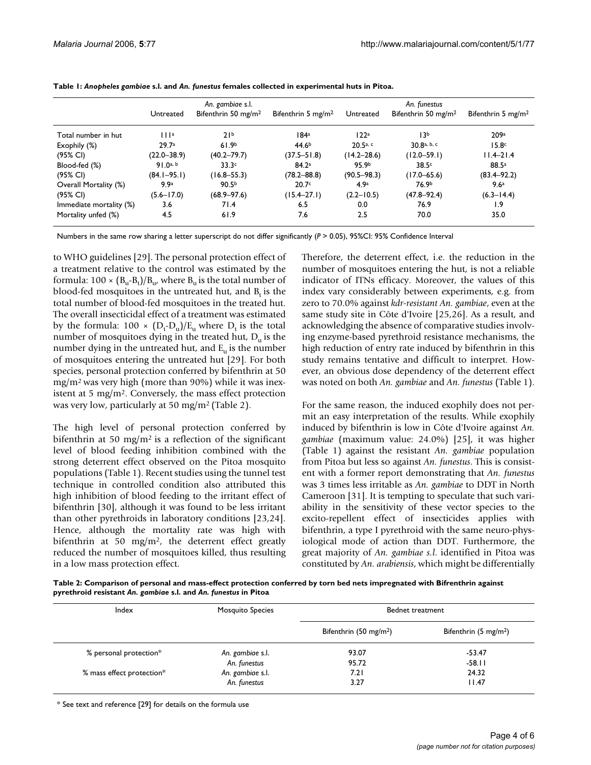**Table 1: *Anopheles gambiae* s.l. and *An. funestus* females collected in experimental huts in Pitoa.**

| | *An. gambiae* s.l. | | | *An. funestus* | | |
|---|---|---|---|---|---|---|
| | Untreated | Bifenthrin 50 mg/m$^2$ | Bifenthrin 5 mg/m$^2$ | Untreated | Bifenthrin 50 mg/m$^2$ | Bifenthrin 5 mg/m$^2$ |
| Total number in hut | 111$^a$ | 21$^b$ | 184$^a$ | 122$^a$ | 13$^b$ | 209$^a$ |
| Exophily (%) | 29.7$^a$ | 61.9$^b$ | 44.6$^b$ | 20.5$^{a, c}$ | 30.8$^{a, b, c}$ | 15.8$^c$ |
| (95% CI) | (22.0–38.9) | (40.2–79.7) | (37.5–51.8) | (14.2–28.6) | (12.0–59.1) | (11.4–21.4 |
| Blood-fed (%) | 91.0$^{a, b}$ | 33.3$^c$ | 84.2$^a$ | 95.9$^b$ | 38.5$^c$ | 88.5$^a$ |
| (95% CI) | (84.1–95.1) | (16.8–55.3) | (78.2–88.8) | (90.5–98.3) | (17.0–65.6) | (83.4–92.2) |
| Overall Mortality (%) | 9.9$^a$ | 90.5$^b$ | 20.7$^c$ | 4.9$^a$ | 76.9$^b$ | 9.6$^a$ |
| (95% CI) | (5.6–17.0) | (68.9–97.6) | (15.4–27.1) | (2.2–10.5) | (47.8–92.4) | (6.3–14.4) |
| Immediate mortality (%) | 3.6 | 71.4 | 6.5 | 0.0 | 76.9 | 1.9 |
| Mortality unfed (%) | 4.5 | 61.9 | 7.6 | 2.5 | 70.0 | 35.0 |

Numbers in the same row sharing a letter superscript do not differ significantly ($P > 0.05$), 95%CI: 95% Confidence Interval

to WHO guidelines [29]. The personal protection effect of a treatment relative to the control was estimated by the formula: $100 \times (B_u - B_t)/B_u$, where $B_u$ is the total number of blood-fed mosquitoes in the untreated hut, and $B_t$ is the total number of blood-fed mosquitoes in the treated hut. The overall insecticidal effect of a treatment was estimated by the formula: $100 \times (D_t - D_u)/E_u$ where $D_t$ is the total number of mosquitoes dying in the treated hut, $D_u$ is the number dying in the untreated hut, and $E_u$ is the number of mosquitoes entering the untreated hut [29]. For both species, personal protection conferred by bifenthrin at 50 mg/m$^2$ was very high (more than 90%) while it was inexistent at 5 mg/m$^2$. Conversely, the mass effect protection was very low, particularly at 50 mg/m$^2$ (Table 2).

The high level of personal protection conferred by bifenthrin at 50 mg/m$^2$ is a reflection of the significant level of blood feeding inhibition combined with the strong deterrent effect observed on the Pitoa mosquito populations (Table 1). Recent studies using the tunnel test technique in controlled condition also attributed this high inhibition of blood feeding to the irritant effect of bifenthrin [30], although it was found to be less irritant than other pyrethroids in laboratory conditions [23,24]. Hence, although the mortality rate was high with bifenthrin at 50 mg/m$^2$, the deterrent effect greatly reduced the number of mosquitoes killed, thus resulting in a low mass protection effect.

Therefore, the deterrent effect, i.e. the reduction in the number of mosquitoes entering the hut, is not a reliable indicator of ITNs efficacy. Moreover, the values of this index vary considerably between experiments, e.g. from zero to 70.0% against *kdr-resistant An. gambiae*, even at the same study site in Côte d'Ivoire [25,26]. As a result, and acknowledging the absence of comparative studies involving enzyme-based pyrethroid resistance mechanisms, the high reduction of entry rate induced by bifenthrin in this study remains tentative and difficult to interpret. However, an obvious dose dependency of the deterrent effect was noted on both *An. gambiae* and *An. funestus* (Table 1).

For the same reason, the induced exophily does not permit an easy interpretation of the results. While exophily induced by bifenthrin is low in Côte d'Ivoire against *An. gambiae* (maximum value: 24.0%) [25], it was higher (Table 1) against the resistant *An. gambiae* population from Pitoa but less so against *An. funestus*. This is consistent with a former report demonstrating that *An. funestus* was 3 times less irritable as *An. gambiae* to DDT in North Cameroon [31]. It is tempting to speculate that such variability in the sensitivity of these vector species to the excito-repellent effect of insecticides applies with bifenthrin, a type I pyrethroid with the same neuro-physiological mode of action than DDT. Furthermore, the great majority of *An. gambiae s.l.* identified in Pitoa was constituted by *An. arabiensis*, which might be differentially

**Table 2: Comparison of personal and mass-effect protection conferred by torn bed nets impregnated with Bifrenthrin against pyrethroid resistant *An. gambiae* s.l. and *An. funestus* in Pitoa**

| Index | Mosquito Species | Bednet treatment | |
|---|---|---|---|
| | | Bifenthrin (50 mg/m$^2$) | Bifenthrin (5 mg/m$^2$) |
| % personal protection* | *An. gambiae* s.l. | 93.07 | -53.47 |
| | *An. funestus* | 95.72 | -58.11 |
| % mass effect protection* | *An. gambiae* s.l. | 7.21 | 24.32 |
| | *An. funestus* | 3.27 | 11.47 |

* See text and reference [29] for details on the formula use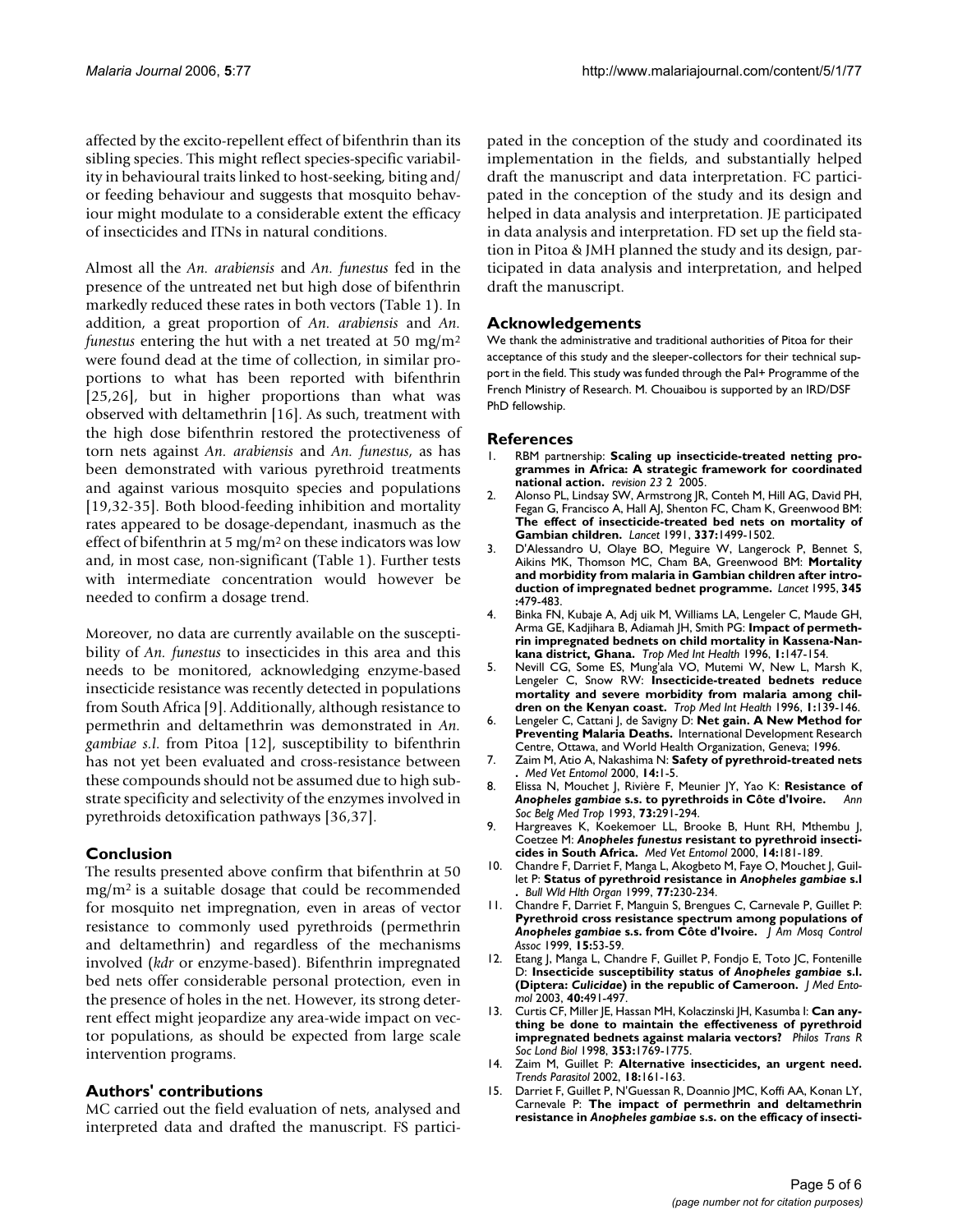affected by the excito-repellent effect of bifenthrin than its sibling species. This might reflect species-specific variability in behavioural traits linked to host-seeking, biting and/or feeding behaviour and suggests that mosquito behaviour might modulate to a considerable extent the efficacy of insecticides and ITNs in natural conditions.

Almost all the *An. arabiensis* and *An. funestus* fed in the presence of the untreated net but high dose of bifenthrin markedly reduced these rates in both vectors (Table 1). In addition, a great proportion of *An. arabiensis* and *An. funestus* entering the hut with a net treated at 50 mg/m$^2$ were found dead at the time of collection, in similar proportions to what has been reported with bifenthrin [25,26], but in higher proportions than what was observed with deltamethrin [16]. As such, treatment with the high dose bifenthrin restored the protectiveness of torn nets against *An. arabiensis* and *An. funestus*, as has been demonstrated with various pyrethroid treatments and against various mosquito species and populations [19,32-35]. Both blood-feeding inhibition and mortality rates appeared to be dosage-dependant, inasmuch as the effect of bifenthrin at 5 mg/m$^2$ on these indicators was low and, in most case, non-significant (Table 1). Further tests with intermediate concentration would however be needed to confirm a dosage trend.

Moreover, no data are currently available on the susceptibility of *An. funestus* to insecticides in this area and this needs to be monitored, acknowledging enzyme-based insecticide resistance was recently detected in populations from South Africa [9]. Additionally, although resistance to permethrin and deltamethrin was demonstrated in *An. gambiae s.l.* from Pitoa [12], susceptibility to bifenthrin has not yet been evaluated and cross-resistance between these compounds should not be assumed due to high substrate specificity and selectivity of the enzymes involved in pyrethroids detoxification pathways [36,37].

## Conclusion

The results presented above confirm that bifenthrin at 50 mg/m$^2$ is a suitable dosage that could be recommended for mosquito net impregnation, even in areas of vector resistance to commonly used pyrethroids (permethrin and deltamethrin) and regardless of the mechanisms involved (*kdr* or enzyme-based). Bifenthrin impregnated bed nets offer considerable personal protection, even in the presence of holes in the net. However, its strong deterrent effect might jeopardize any area-wide impact on vector populations, as should be expected from large scale intervention programs.

## Authors' contributions

MC carried out the field evaluation of nets, analysed and interpreted data and drafted the manuscript. FS participated in the conception of the study and coordinated its implementation in the fields, and substantially helped draft the manuscript and data interpretation. FC participated in the conception of the study and its design and helped in data analysis and interpretation. JE participated in data analysis and interpretation. FD set up the field station in Pitoa & JMH planned the study and its design, participated in data analysis and interpretation, and helped draft the manuscript.

## Acknowledgements

We thank the administrative and traditional authorities of Pitoa for their acceptance of this study and the sleeper-collectors for their technical support in the field. This study was funded through the Pal+ Programme of the French Ministry of Research. M. Chouaibou is supported by an IRD/DSF PhD fellowship.

## References

1. RBM partnership: **Scaling up insecticide-treated netting programmes in Africa: A strategic framework for coordinated national action.** *revision 23* 2 2005.
2. Alonso PL, Lindsay SW, Armstrong JR, Conteh M, Hill AG, David PH, Fegan G, Francisco A, Hall AJ, Shenton FC, Cham K, Greenwood BM: **The effect of insecticide-treated bed nets on mortality of Gambian children.** *Lancet* 1991, **337:**1499-1502.
3. D'Alessandro U, Olaye BO, Meguire W, Langerock P, Bennet S, Aikins MK, Thomson MC, Cham BA, Greenwood BM: **Mortality and morbidity from malaria in Gambian children after introduction of impregnated bednet programme.** *Lancet* 1995, **345**:479-483.
4. Binka FN, Kubaje A, Adj uik M, Williams LA, Lengeler C, Maude GH, Arma GE, Kadjihara B, Adiamah JH, Smith PG: **Impact of permethrin impregnated bednets on child mortality in Kassena-Nankana district, Ghana.** *Trop Med Int Health* 1996, **1:**147-154.
5. Nevill CG, Some ES, Mung'ala VO, Mutemi W, New L, Marsh K, Lengeler C, Snow RW: **Insecticide-treated bednets reduce mortality and severe morbidity from malaria among children on the Kenyan coast.** *Trop Med Int Health* 1996, **1:**139-146.
6. Lengeler C, Cattani J, de Savigny D: **Net gain. A New Method for Preventing Malaria Deaths.** International Development Research Centre, Ottawa, and World Health Organization, Geneva; 1996.
7. Zaim M, Atio A, Nakashima N: **Safety of pyrethroid-treated nets.** *Med Vet Entomol* 2000, **14:**1-5.
8. Elissa N, Mouchet J, Rivière F, Meunier JY, Yao K: **Resistance of *Anopheles gambiae* s.s. to pyrethroids in Côte d'Ivoire.** *Ann Soc Belg Med Trop* 1993, **73:**291-294.
9. Hargreaves K, Koekemoer LL, Brooke B, Hunt RH, Mthembu J, Coetzee M: ***Anopheles funestus* resistant to pyrethroid insecticides in South Africa.** *Med Vet Entomol* 2000, **14:**181-189.
10. Chandre F, Darriet F, Manga L, Akogbeto M, Faye O, Mouchet J, Guillet P: **Status of pyrethroid resistance in *Anopheles gambiae* s.l.** *Bull Wld Hlth Organ* 1999, **77:**230-234.
11. Chandre F, Darriet F, Manguin S, Brengues C, Carnevale P, Guillet P: **Pyrethroid cross resistance spectrum among populations of *Anopheles gambiae* s.s. from Côte d'Ivoire.** *J Am Mosq Control Assoc* 1999, **15:**53-59.
12. Etang J, Manga L, Chandre F, Guillet P, Fondjo E, Toto JC, Fontenille D: **Insecticide susceptibility status of *Anopheles gambiae* s.l. (Diptera: *Culicidae*) in the republic of Cameroon.** *J Med Entomol* 2003, **40:**491-497.
13. Curtis CF, Miller JE, Hassan MH, Kolaczinski JH, Kasumba I: **Can anything be done to maintain the effectiveness of pyrethroid impregnated bednets against malaria vectors?** *Philos Trans R Soc Lond Biol* 1998, **353:**1769-1775.
14. Zaim M, Guillet P: **Alternative insecticides, an urgent need.** *Trends Parasitol* 2002, **18:**161-163.
15. Darriet F, Guillet P, N'Guessan R, Doannio JMC, Koffi AA, Konan LY, Carnevale P: **The impact of permethrin and deltamethrin resistance in *Anopheles gambiae* s.s. on the efficacy of insecti-**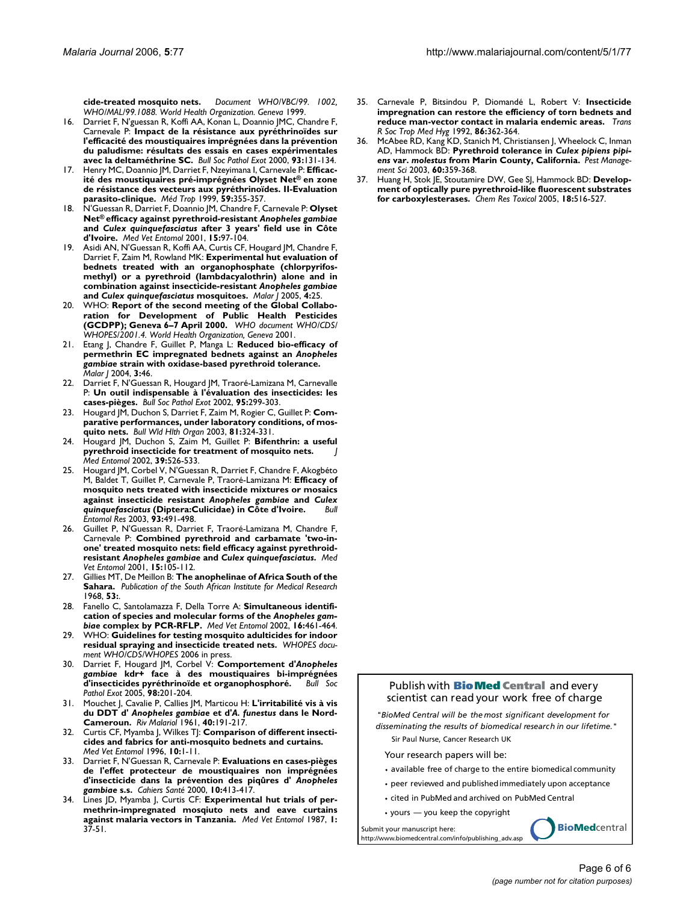**cide-treated mosquito nets.** *Document WHO/VBC/99. 1002, WHO/MAL/99.1088. World Health Organization. Geneva* 1999.

16. Darriet F, N'guessan R, Koffi AA, Konan L, Doannio JMC, Chandre F, Carnevale P: **Impact de la résistance aux pyréthrinoïdes sur l'efficacité des moustiquaires imprégnées dans la prévention du paludisme: résultats des essais en cases expérimentales avec la deltaméthrine SC.** *Bull Soc Pathol Exot* 2000, **93:**131-134.
17. Henry MC, Doannio JM, Darriet F, Nzeyimana I, Carnevale P: **Efficacité des moustiquaires pré-imprégnées Olyset Net® en zone de résistance des vecteurs aux pyréthrinoïdes. II-Evaluation parasito-clinique.** *Méd Trop* 1999, **59:**355-357.
18. N'Guessan R, Darriet F, Doannio JM, Chandre F, Carnevale P: **Olyset Net® efficacy against pyrethroid-resistant *Anopheles gambiae* and *Culex quinquefasciatus* after 3 years' field use in Côte d'Ivoire.** *Med Vet Entomol* 2001, **15:**97-104.
19. Asidi AN, N'Guessan R, Koffi AA, Curtis CF, Hougard JM, Chandre F, Darriet F, Zaim M, Rowland MK: **Experimental hut evaluation of bednets treated with an organophosphate (chlorpyrifos-methyl) or a pyrethroid (lambdacyalothrin) alone and in combination against insecticide-resistant *Anopheles gambiae* and *Culex quinquefasciatus* mosquitoes.** *Malar J* 2005, **4:**25.
20. WHO: **Report of the second meeting of the Global Collaboration for Development of Public Health Pesticides (GCDPP); Geneva 6–7 April 2000.** *WHO document WHO/CDS/WHOPES/2001.4. World Health Organization, Geneva* 2001.
21. Etang J, Chandre F, Guillet P, Manga L: **Reduced bio-efficacy of permethrin EC impregnated bednets against an *Anopheles gambiae* strain with oxidase-based pyrethroid tolerance.** *Malar J* 2004, **3:**46.
22. Darriet F, N'Guessan R, Hougard JM, Traoré-Lamizana M, Carnevalle P: **Un outil indispensable à l'évaluation des insecticides: les cases-pièges.** *Bull Soc Pathol Exot* 2002, **95:**299-303.
23. Hougard JM, Duchon S, Darriet F, Zaim M, Rogier C, Guillet P: **Comparative performances, under laboratory conditions, of mosquito nets.** *Bull Wld Hlth Organ* 2003, **81:**324-331.
24. Hougard JM, Duchon S, Zaim M, Guillet P: **Bifenthrin: a useful pyrethroid insecticide for treatment of mosquito nets.** *J Med Entomol* 2002, **39:**526-533.
25. Hougard JM, Corbel V, N'Guessan R, Darriet F, Chandre F, Akogbéto M, Baldet T, Guillet P, Carnevale P, Traoré-Lamizana M: **Efficacy of mosquito nets treated with insecticide mixtures or mosaics against insecticide resistant *Anopheles gambiae* and *Culex quinquefasciatus* (Diptera:Culicidae) in Côte d'Ivoire.** *Bull Entomol Res* 2003, **93:**491-498.
26. Guillet P, N'Guessan R, Darriet F, Traoré-Lamizana M, Chandre F, Carnevale P: **Combined pyrethroid and carbamate 'two-in-one' treated mosquito nets: field efficacy against pyrethroid-resistant *Anopheles gambiae* and *Culex quinquefasciatus*.** *Med Vet Entomol* 2001, **15:**105-112.
27. Gillies MT, De Meillon B: **The anophelinae of Africa South of the Sahara.** *Publication of the South African Institute for Medical Research* 1968, **53:**.
28. Fanello C, Santolamazza F, Della Torre A: **Simultaneous identification of species and molecular forms of the *Anopheles gambiae* complex by PCR-RFLP.** *Med Vet Entomol* 2002, **16:**461-464.
29. WHO: **Guidelines for testing mosquito adulticides for indoor residual spraying and insecticide treated nets.** *WHOPES document WHO/CDS/WHOPES* 2006 in press.
30. Darriet F, Hougard JM, Corbel V: **Comportement d'*Anopheles gambiae* kdr+ face à des moustiquaires bi-imprégnées d'insecticides pyréthrinoïde et organophosphoré.** *Bull Soc Pathol Exot* 2005, **98:**201-204.
31. Mouchet J, Cavalie P, Callies JM, Marticou H: **L'irritabilité vis à vis du DDT d' *Anopheles gambiae* et d'*A. funestus* dans le Nord-Cameroun.** *Riv Malariol* 1961, **40:**191-217.
32. Curtis CF, Myamba J, Wilkes TJ: **Comparison of different insecticides and fabrics for anti-mosquito bednets and curtains.** *Med Vet Entomol* 1996, **10:**1-11.
33. Darriet F, N'Guessan R, Carnevale P: **Evaluations en cases-pièges de l'effet protecteur de moustiquaires non imprégnées d'insecticide dans la prévention des piqûres d' *Anopheles gambiae* s.s.** *Cahiers Santé* 2000, **10:**413-417.
34. Lines JD, Myamba J, Curtis CF: **Experimental hut trials of permethrin-impregnated mosqiuto nets and eave curtains against malaria vectors in Tanzania.** *Med Vet Entomol* 1987, **1:** 37-51.
35. Carnevale P, Bitsindou P, Diomandé L, Robert V: **Insecticide impregnation can restore the efficiency of torn bednets and reduce man-vector contact in malaria endemic areas.** *Trans R Soc Trop Med Hyg* 1992, **86:**362-364.
36. McAbee RD, Kang KD, Stanich M, Christiansen J, Wheelock C, Inman AD, Hammock BD: **Pyrethroid tolerance in *Culex pipiens pipiens* var. *molestus* from Marin County, California.** *Pest Management Sci* 2003, **60:**359-368.
37. Huang H, Stok JE, Stoutamire DW, Gee SJ, Hammock BD: **Development of optically pure pyrethroid-like fluorescent substrates for carboxylesterases.** *Chem Res Toxicol* 2005, **18:**516-527.

Publish with **BioMed Central** and every scientist can read your work free of charge

*"BioMed Central will be the most significant development for disseminating the results of biomedical research in our lifetime."*
Sir Paul Nurse, Cancer Research UK

Your research papers will be:

- available free of charge to the entire biomedical community
- peer reviewed and published immediately upon acceptance
- cited in PubMed and archived on PubMed Central
- yours — you keep the copyright

Submit your manuscript here:
http://www.biomedcentral.com/info/publishing_adv.asp

**BioMed**central